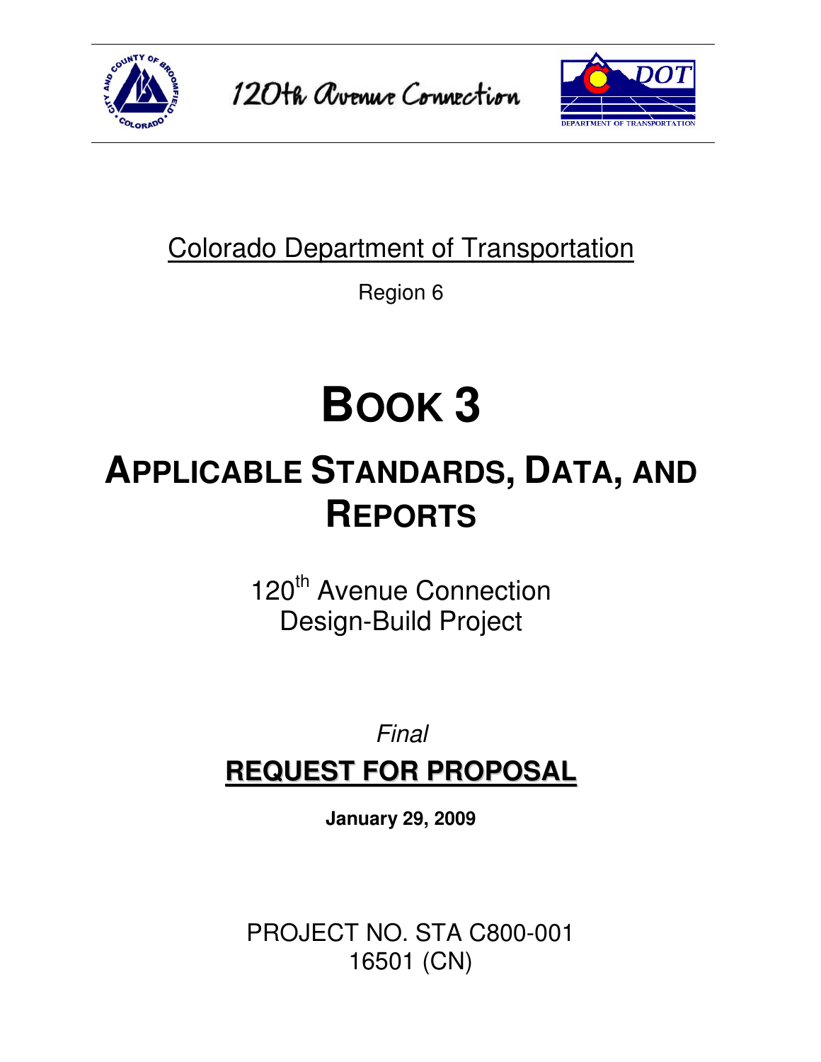120th Avenue Connection

Colorado Department of Transportation

Region 6

# BOOK 3

# APPLICABLE STANDARDS, DATA, AND REPORTS

120th Avenue Connection
Design-Build Project

*Final*

**REQUEST FOR PROPOSAL**

**January 29, 2009**

PROJECT NO. STA C800-001
16501 (CN)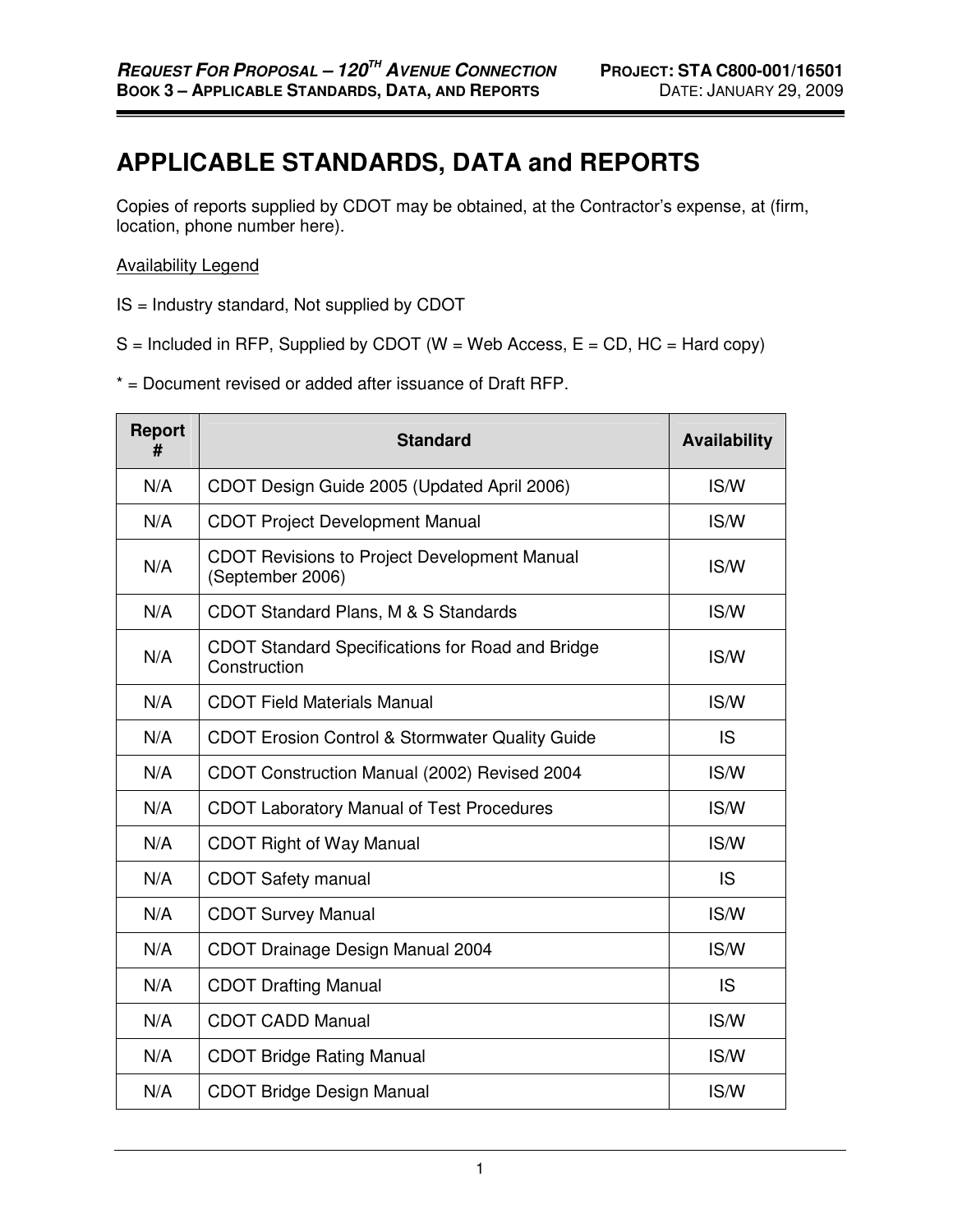# APPLICABLE STANDARDS, DATA and REPORTS

Copies of reports supplied by CDOT may be obtained, at the Contractor's expense, at (firm, location, phone number here).

Availability Legend

IS = Industry standard, Not supplied by CDOT

S = Included in RFP, Supplied by CDOT (W = Web Access, E = CD, HC = Hard copy)

* = Document revised or added after issuance of Draft RFP.

| Report # | Standard | Availability |
|---|---|---|
| N/A | CDOT Design Guide 2005 (Updated April 2006) | IS/W |
| N/A | CDOT Project Development Manual | IS/W |
| N/A | CDOT Revisions to Project Development Manual (September 2006) | IS/W |
| N/A | CDOT Standard Plans, M & S Standards | IS/W |
| N/A | CDOT Standard Specifications for Road and Bridge Construction | IS/W |
| N/A | CDOT Field Materials Manual | IS/W |
| N/A | CDOT Erosion Control & Stormwater Quality Guide | IS |
| N/A | CDOT Construction Manual (2002) Revised 2004 | IS/W |
| N/A | CDOT Laboratory Manual of Test Procedures | IS/W |
| N/A | CDOT Right of Way Manual | IS/W |
| N/A | CDOT Safety manual | IS |
| N/A | CDOT Survey Manual | IS/W |
| N/A | CDOT Drainage Design Manual 2004 | IS/W |
| N/A | CDOT Drafting Manual | IS |
| N/A | CDOT CADD Manual | IS/W |
| N/A | CDOT Bridge Rating Manual | IS/W |
| N/A | CDOT Bridge Design Manual | IS/W |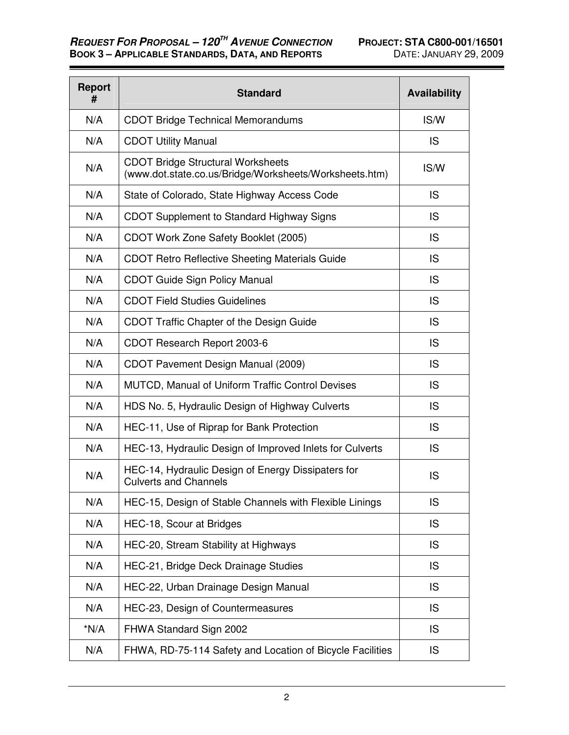| Report # | Standard | Availability |
| --- | --- | --- |
| N/A | CDOT Bridge Technical Memorandums | IS/W |
| N/A | CDOT Utility Manual | IS |
| N/A | CDOT Bridge Structural Worksheets (www.dot.state.co.us/Bridge/Worksheets/Worksheets.htm) | IS/W |
| N/A | State of Colorado, State Highway Access Code | IS |
| N/A | CDOT Supplement to Standard Highway Signs | IS |
| N/A | CDOT Work Zone Safety Booklet (2005) | IS |
| N/A | CDOT Retro Reflective Sheeting Materials Guide | IS |
| N/A | CDOT Guide Sign Policy Manual | IS |
| N/A | CDOT Field Studies Guidelines | IS |
| N/A | CDOT Traffic Chapter of the Design Guide | IS |
| N/A | CDOT Research Report 2003-6 | IS |
| N/A | CDOT Pavement Design Manual (2009) | IS |
| N/A | MUTCD, Manual of Uniform Traffic Control Devises | IS |
| N/A | HDS No. 5, Hydraulic Design of Highway Culverts | IS |
| N/A | HEC-11, Use of Riprap for Bank Protection | IS |
| N/A | HEC-13, Hydraulic Design of Improved Inlets for Culverts | IS |
| N/A | HEC-14, Hydraulic Design of Energy Dissipaters for Culverts and Channels | IS |
| N/A | HEC-15, Design of Stable Channels with Flexible Linings | IS |
| N/A | HEC-18, Scour at Bridges | IS |
| N/A | HEC-20, Stream Stability at Highways | IS |
| N/A | HEC-21, Bridge Deck Drainage Studies | IS |
| N/A | HEC-22, Urban Drainage Design Manual | IS |
| N/A | HEC-23, Design of Countermeasures | IS |
| *N/A | FHWA Standard Sign 2002 | IS |
| N/A | FHWA, RD-75-114 Safety and Location of Bicycle Facilities | IS |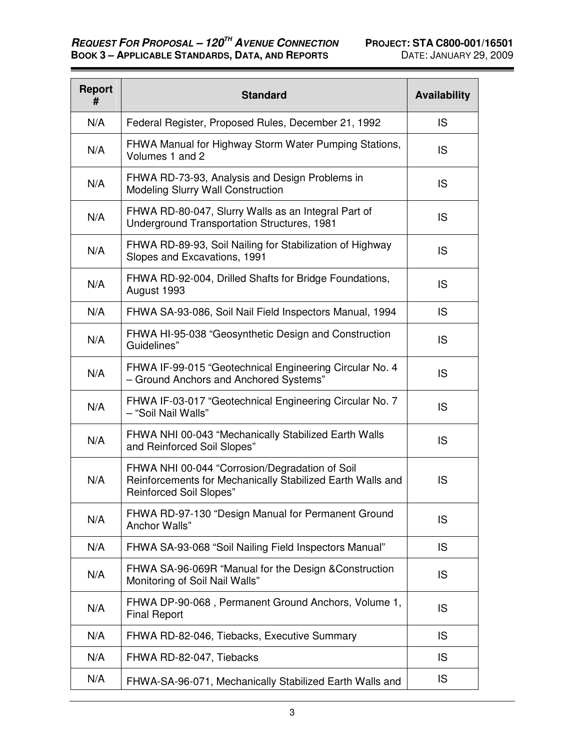| Report # | Standard | Availability |
|---|---|---|
| N/A | Federal Register, Proposed Rules, December 21, 1992 | IS |
| N/A | FHWA Manual for Highway Storm Water Pumping Stations, Volumes 1 and 2 | IS |
| N/A | FHWA RD-73-93, Analysis and Design Problems in Modeling Slurry Wall Construction | IS |
| N/A | FHWA RD-80-047, Slurry Walls as an Integral Part of Underground Transportation Structures, 1981 | IS |
| N/A | FHWA RD-89-93, Soil Nailing for Stabilization of Highway Slopes and Excavations, 1991 | IS |
| N/A | FHWA RD-92-004, Drilled Shafts for Bridge Foundations, August 1993 | IS |
| N/A | FHWA SA-93-086, Soil Nail Field Inspectors Manual, 1994 | IS |
| N/A | FHWA HI-95-038 “Geosynthetic Design and Construction Guidelines” | IS |
| N/A | FHWA IF-99-015 “Geotechnical Engineering Circular No. 4 – Ground Anchors and Anchored Systems” | IS |
| N/A | FHWA IF-03-017 “Geotechnical Engineering Circular No. 7 – “Soil Nail Walls” | IS |
| N/A | FHWA NHI 00-043 “Mechanically Stabilized Earth Walls and Reinforced Soil Slopes” | IS |
| N/A | FHWA NHI 00-044 “Corrosion/Degradation of Soil Reinforcements for Mechanically Stabilized Earth Walls and Reinforced Soil Slopes” | IS |
| N/A | FHWA RD-97-130 “Design Manual for Permanent Ground Anchor Walls” | IS |
| N/A | FHWA SA-93-068 “Soil Nailing Field Inspectors Manual” | IS |
| N/A | FHWA SA-96-069R “Manual for the Design &Construction Monitoring of Soil Nail Walls” | IS |
| N/A | FHWA DP-90-068 , Permanent Ground Anchors, Volume 1, Final Report | IS |
| N/A | FHWA RD-82-046, Tiebacks, Executive Summary | IS |
| N/A | FHWA RD-82-047, Tiebacks | IS |
| N/A | FHWA-SA-96-071, Mechanically Stabilized Earth Walls and | IS |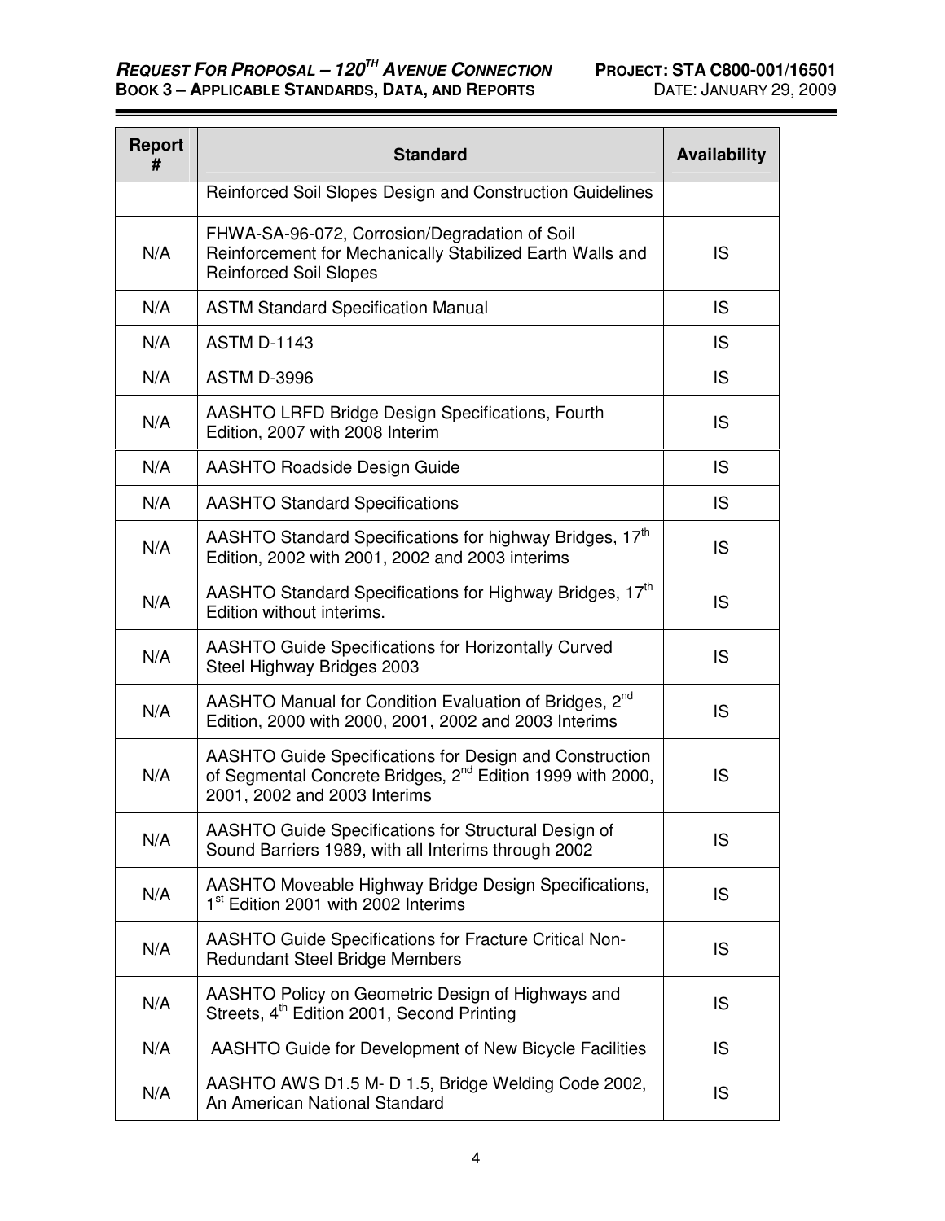| Report # | Standard | Availability |
|---|---|---|
| | Reinforced Soil Slopes Design and Construction Guidelines | |
| N/A | FHWA-SA-96-072, Corrosion/Degradation of Soil Reinforcement for Mechanically Stabilized Earth Walls and Reinforced Soil Slopes | IS |
| N/A | ASTM Standard Specification Manual | IS |
| N/A | ASTM D-1143 | IS |
| N/A | ASTM D-3996 | IS |
| N/A | AASHTO LRFD Bridge Design Specifications, Fourth Edition, 2007 with 2008 Interim | IS |
| N/A | AASHTO Roadside Design Guide | IS |
| N/A | AASHTO Standard Specifications | IS |
| N/A | AASHTO Standard Specifications for highway Bridges, 17th Edition, 2002 with 2001, 2002 and 2003 interims | IS |
| N/A | AASHTO Standard Specifications for Highway Bridges, 17th Edition without interims. | IS |
| N/A | AASHTO Guide Specifications for Horizontally Curved Steel Highway Bridges 2003 | IS |
| N/A | AASHTO Manual for Condition Evaluation of Bridges, 2nd Edition, 2000 with 2000, 2001, 2002 and 2003 Interims | IS |
| N/A | AASHTO Guide Specifications for Design and Construction of Segmental Concrete Bridges, 2nd Edition 1999 with 2000, 2001, 2002 and 2003 Interims | IS |
| N/A | AASHTO Guide Specifications for Structural Design of Sound Barriers 1989, with all Interims through 2002 | IS |
| N/A | AASHTO Moveable Highway Bridge Design Specifications, 1st Edition 2001 with 2002 Interims | IS |
| N/A | AASHTO Guide Specifications for Fracture Critical Non-Redundant Steel Bridge Members | IS |
| N/A | AASHTO Policy on Geometric Design of Highways and Streets, 4th Edition 2001, Second Printing | IS |
| N/A | AASHTO Guide for Development of New Bicycle Facilities | IS |
| N/A | AASHTO AWS D1.5 M- D 1.5, Bridge Welding Code 2002, An American National Standard | IS |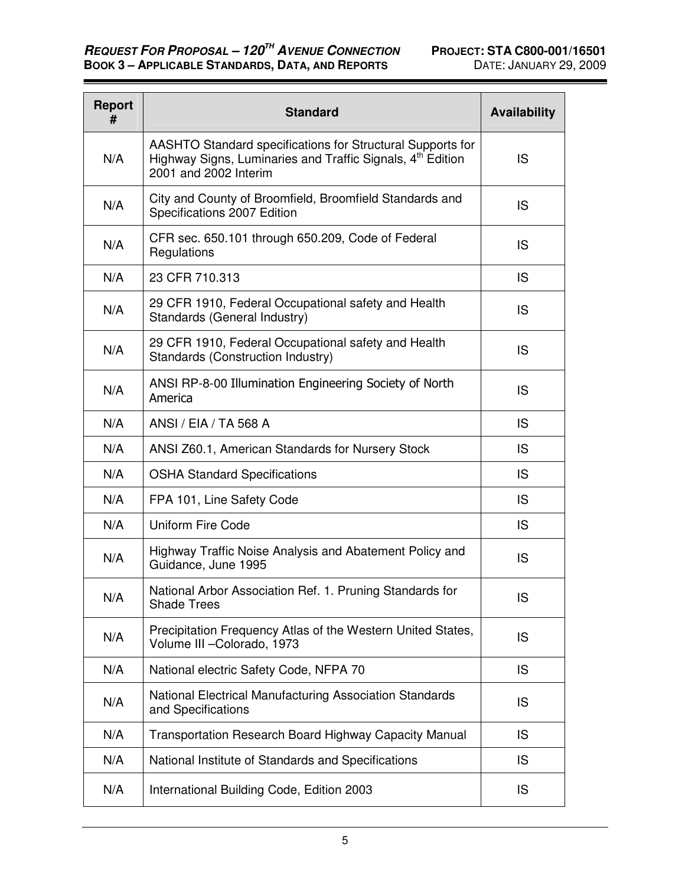| Report # | Standard | Availability |
| --- | --- | --- |
| N/A | AASHTO Standard specifications for Structural Supports for Highway Signs, Luminaries and Traffic Signals, 4th Edition 2001 and 2002 Interim | IS |
| N/A | City and County of Broomfield, Broomfield Standards and Specifications 2007 Edition | IS |
| N/A | CFR sec. 650.101 through 650.209, Code of Federal Regulations | IS |
| N/A | 23 CFR 710.313 | IS |
| N/A | 29 CFR 1910, Federal Occupational safety and Health Standards (General Industry) | IS |
| N/A | 29 CFR 1910, Federal Occupational safety and Health Standards (Construction Industry) | IS |
| N/A | ANSI RP-8-00 Illumination Engineering Society of North America | IS |
| N/A | ANSI / EIA / TA 568 A | IS |
| N/A | ANSI Z60.1, American Standards for Nursery Stock | IS |
| N/A | OSHA Standard Specifications | IS |
| N/A | FPA 101, Line Safety Code | IS |
| N/A | Uniform Fire Code | IS |
| N/A | Highway Traffic Noise Analysis and Abatement Policy and Guidance, June 1995 | IS |
| N/A | National Arbor Association Ref. 1. Pruning Standards for Shade Trees | IS |
| N/A | Precipitation Frequency Atlas of the Western United States, Volume III –Colorado, 1973 | IS |
| N/A | National electric Safety Code, NFPA 70 | IS |
| N/A | National Electrical Manufacturing Association Standards and Specifications | IS |
| N/A | Transportation Research Board Highway Capacity Manual | IS |
| N/A | National Institute of Standards and Specifications | IS |
| N/A | International Building Code, Edition 2003 | IS |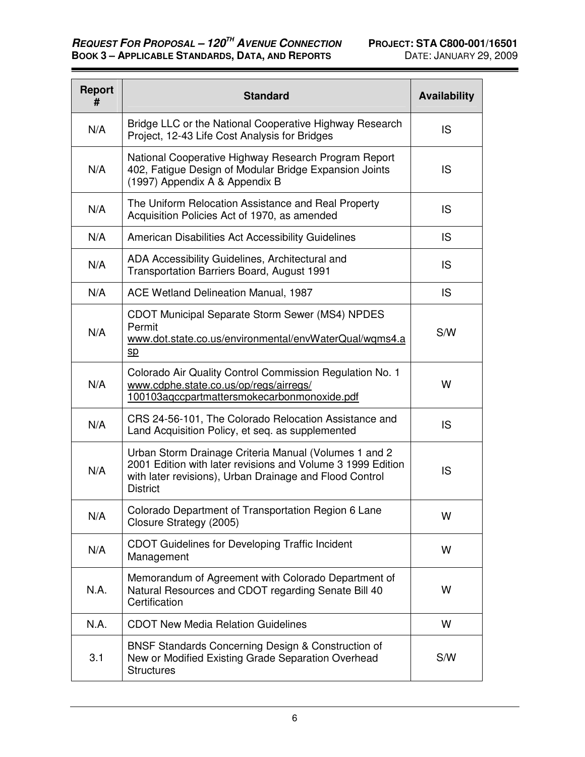| Report # | Standard | Availability |
|---|---|---|
| N/A | Bridge LLC or the National Cooperative Highway Research Project, 12-43 Life Cost Analysis for Bridges | IS |
| N/A | National Cooperative Highway Research Program Report 402, Fatigue Design of Modular Bridge Expansion Joints (1997) Appendix A & Appendix B | IS |
| N/A | The Uniform Relocation Assistance and Real Property Acquisition Policies Act of 1970, as amended | IS |
| N/A | American Disabilities Act Accessibility Guidelines | IS |
| N/A | ADA Accessibility Guidelines, Architectural and Transportation Barriers Board, August 1991 | IS |
| N/A | ACE Wetland Delineation Manual, 1987 | IS |
| N/A | CDOT Municipal Separate Storm Sewer (MS4) NPDES Permit www.dot.state.co.us/environmental/envWaterQual/wqms4.asp | S/W |
| N/A | Colorado Air Quality Control Commission Regulation No. 1 www.cdphe.state.co.us/op/regs/airregs/100103aqccpartmattersmokecarbonmonoxide.pdf | W |
| N/A | CRS 24-56-101, The Colorado Relocation Assistance and Land Acquisition Policy, et seq. as supplemented | IS |
| N/A | Urban Storm Drainage Criteria Manual (Volumes 1 and 2 2001 Edition with later revisions and Volume 3 1999 Edition with later revisions), Urban Drainage and Flood Control District | IS |
| N/A | Colorado Department of Transportation Region 6 Lane Closure Strategy (2005) | W |
| N/A | CDOT Guidelines for Developing Traffic Incident Management | W |
| N.A. | Memorandum of Agreement with Colorado Department of Natural Resources and CDOT regarding Senate Bill 40 Certification | W |
| N.A. | CDOT New Media Relation Guidelines | W |
| 3.1 | BNSF Standards Concerning Design & Construction of New or Modified Existing Grade Separation Overhead Structures | S/W |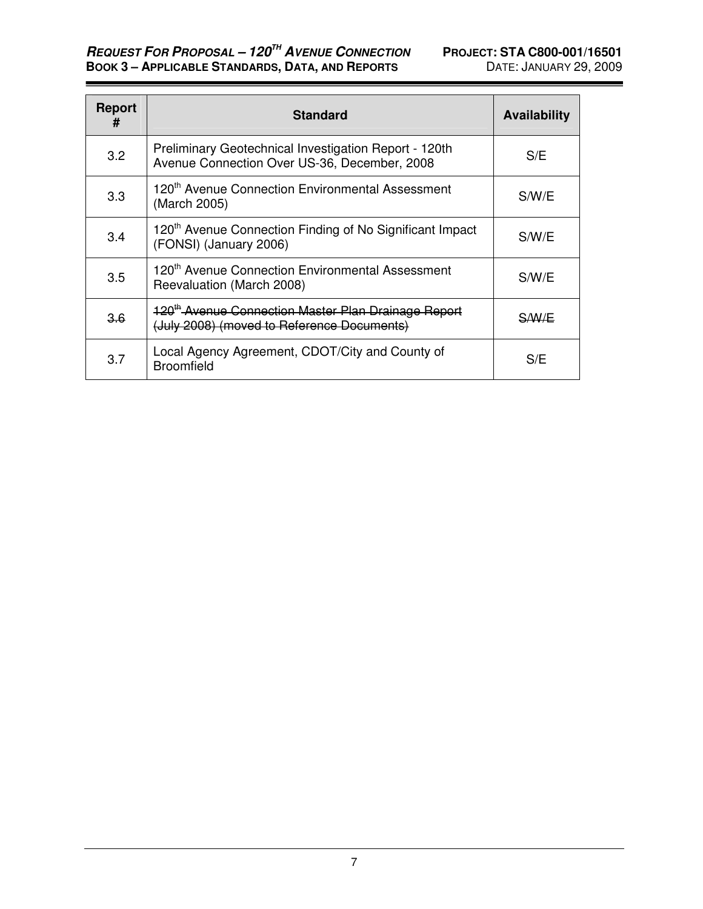| Report # | Standard | Availability |
|---|---|---|
| 3.2 | Preliminary Geotechnical Investigation Report - 120th Avenue Connection Over US-36, December, 2008 | S/E |
| 3.3 | 120th Avenue Connection Environmental Assessment (March 2005) | S/W/E |
| 3.4 | 120th Avenue Connection Finding of No Significant Impact (FONSI) (January 2006) | S/W/E |
| 3.5 | 120th Avenue Connection Environmental Assessment Reevaluation (March 2008) | S/W/E |
| ~~3.6~~ | ~~120th Avenue Connection Master Plan Drainage Report (July 2008) (moved to Reference Documents)~~ | ~~S/W/E~~ |
| 3.7 | Local Agency Agreement, CDOT/City and County of Broomfield | S/E |